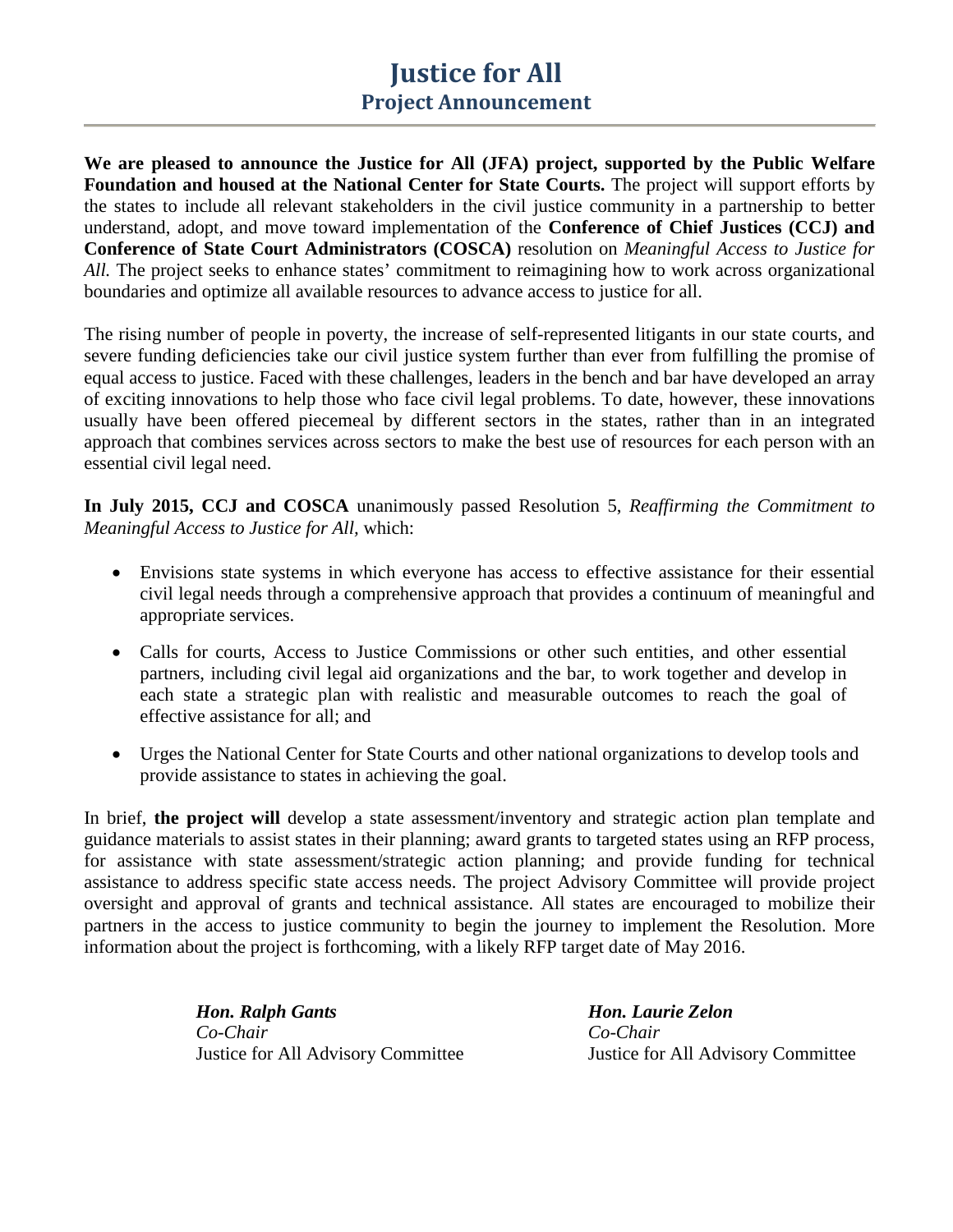# Justice for All

## Project Announcement

**We are pleased to announce the Justice for All (JFA) project, supported by the Public Welfare Foundation and housed at the National Center for State Courts.** The project will support efforts by the states to include all relevant stakeholders in the civil justice community in a partnership to better understand, adopt, and move toward implementation of the **Conference of Chief Justices (CCJ) and Conference of State Court Administrators (COSCA)** resolution on *Meaningful Access to Justice for All.* The project seeks to enhance states' commitment to reimagining how to work across organizational boundaries and optimize all available resources to advance access to justice for all.

The rising number of people in poverty, the increase of self-represented litigants in our state courts, and severe funding deficiencies take our civil justice system further than ever from fulfilling the promise of equal access to justice. Faced with these challenges, leaders in the bench and bar have developed an array of exciting innovations to help those who face civil legal problems. To date, however, these innovations usually have been offered piecemeal by different sectors in the states, rather than in an integrated approach that combines services across sectors to make the best use of resources for each person with an essential civil legal need.

**In July 2015, CCJ and COSCA** unanimously passed Resolution 5, *Reaffirming the Commitment to Meaningful Access to Justice for All,* which:

- Envisions state systems in which everyone has access to effective assistance for their essential civil legal needs through a comprehensive approach that provides a continuum of meaningful and appropriate services.
- Calls for courts, Access to Justice Commissions or other such entities, and other essential partners, including civil legal aid organizations and the bar, to work together and develop in each state a strategic plan with realistic and measurable outcomes to reach the goal of effective assistance for all; and
- Urges the National Center for State Courts and other national organizations to develop tools and provide assistance to states in achieving the goal.

In brief, **the project will** develop a state assessment/inventory and strategic action plan template and guidance materials to assist states in their planning; award grants to targeted states using an RFP process, for assistance with state assessment/strategic action planning; and provide funding for technical assistance to address specific state access needs. The project Advisory Committee will provide project oversight and approval of grants and technical assistance. All states are encouraged to mobilize their partners in the access to justice community to begin the journey to implement the Resolution. More information about the project is forthcoming, with a likely RFP target date of May 2016.

***Hon. Ralph Gants***
*Co-Chair*
Justice for All Advisory Committee

***Hon. Laurie Zelon***
*Co-Chair*
Justice for All Advisory Committee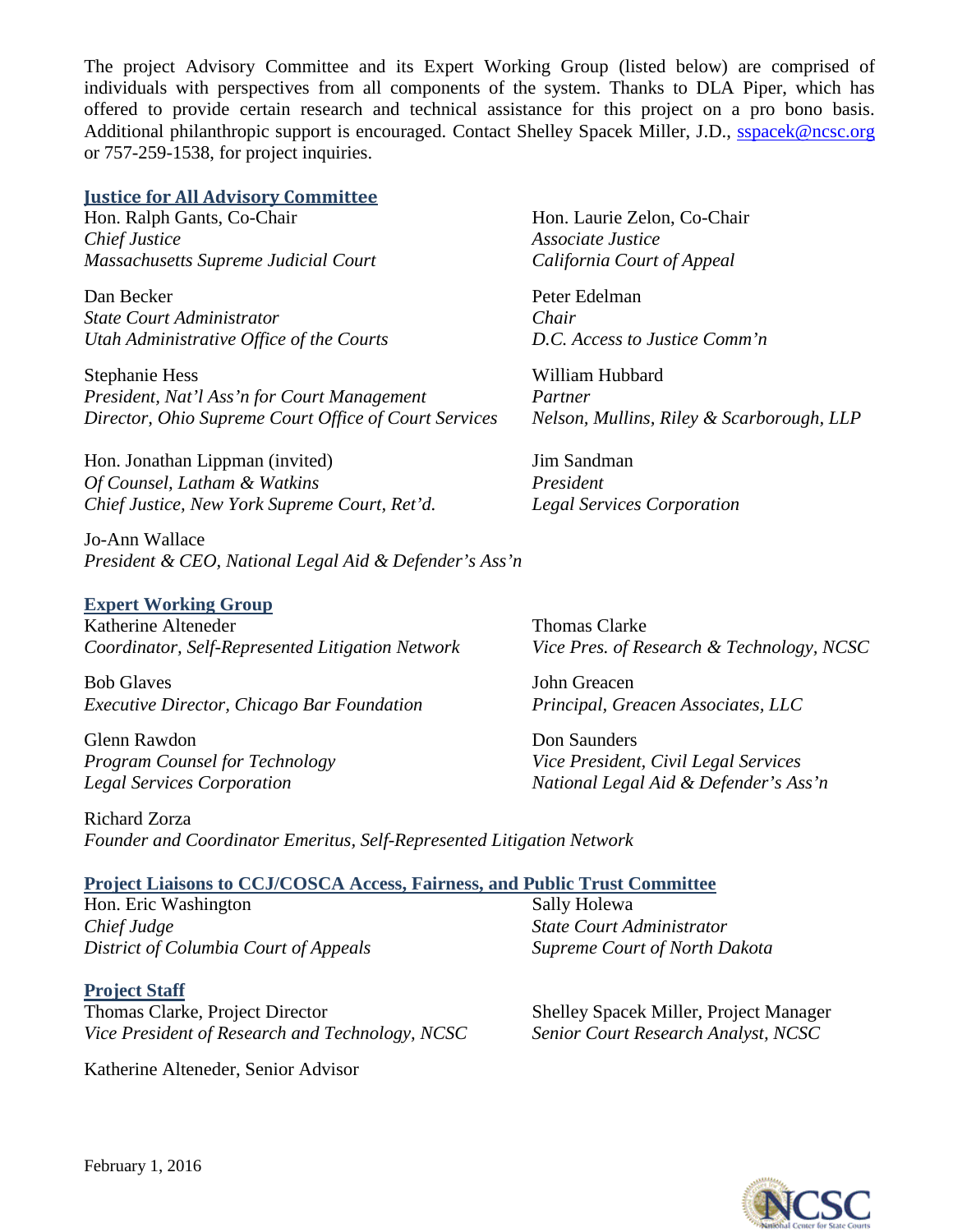The project Advisory Committee and its Expert Working Group (listed below) are comprised of individuals with perspectives from all components of the system. Thanks to DLA Piper, which has offered to provide certain research and technical assistance for this project on a pro bono basis. Additional philanthropic support is encouraged. Contact Shelley Spacek Miller, J.D., sspacek@ncsc.org or 757-259-1538, for project inquiries.

## Justice for All Advisory Committee

Hon. Ralph Gants, Co-Chair
*Chief Justice*
*Massachusetts Supreme Judicial Court*

Hon. Laurie Zelon, Co-Chair
*Associate Justice*
*California Court of Appeal*

Dan Becker
*State Court Administrator*
*Utah Administrative Office of the Courts*

Peter Edelman
*Chair*
*D.C. Access to Justice Comm'n*

Stephanie Hess
*President, Nat'l Ass'n for Court Management*
*Director, Ohio Supreme Court Office of Court Services*

William Hubbard
*Partner*
*Nelson, Mullins, Riley & Scarborough, LLP*

Hon. Jonathan Lippman (invited)
*Of Counsel, Latham & Watkins*
*Chief Justice, New York Supreme Court, Ret'd.*

Jim Sandman
*President*
*Legal Services Corporation*

Jo-Ann Wallace
*President & CEO, National Legal Aid & Defender's Ass'n*

## Expert Working Group

Katherine Alteneder
*Coordinator, Self-Represented Litigation Network*

Thomas Clarke
*Vice Pres. of Research & Technology, NCSC*

Bob Glaves
*Executive Director, Chicago Bar Foundation*

John Greacen
*Principal, Greacen Associates, LLC*

Glenn Rawdon
*Program Counsel for Technology*
*Legal Services Corporation*

Don Saunders
*Vice President, Civil Legal Services*
*National Legal Aid & Defender's Ass'n*

Richard Zorza
*Founder and Coordinator Emeritus, Self-Represented Litigation Network*

## Project Liaisons to CCJ/COSCA Access, Fairness, and Public Trust Committee

Hon. Eric Washington
*Chief Judge*
*District of Columbia Court of Appeals*

Sally Holewa
*State Court Administrator*
*Supreme Court of North Dakota*

## Project Staff

Thomas Clarke, Project Director
*Vice President of Research and Technology, NCSC*

Shelley Spacek Miller, Project Manager
*Senior Court Research Analyst, NCSC*

Katherine Alteneder, Senior Advisor

February 1, 2016